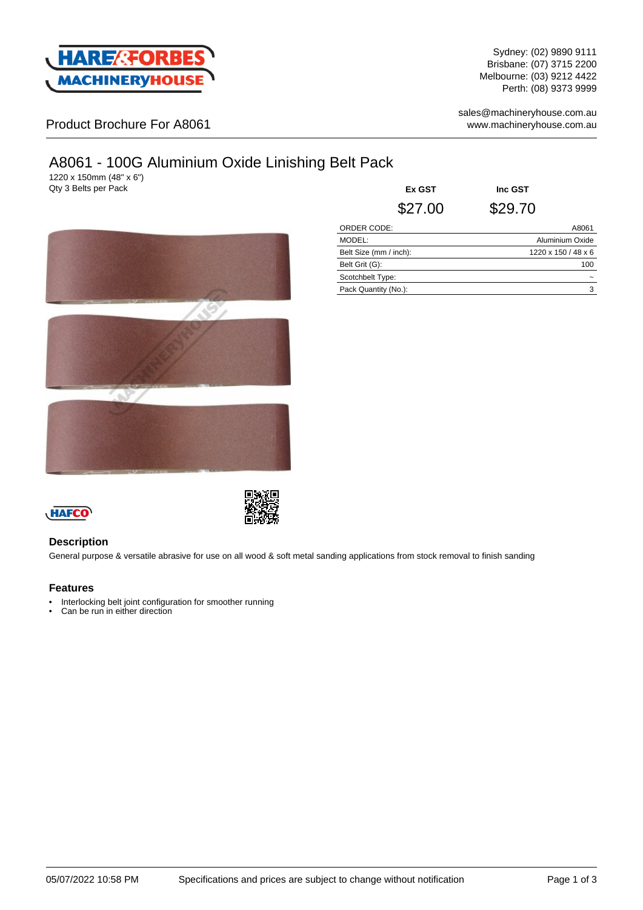Sydney: (02) 9890 9111
Brisbane: (07) 3715 2200
Melbourne: (03) 9212 4422
Perth: (08) 9373 9999

sales@machineryhouse.com.au
www.machineryhouse.com.au

Product Brochure For A8061

# A8061 - 100G Aluminium Oxide Linishing Belt Pack

1220 x 150mm (48" x 6")
Qty 3 Belts per Pack

| Ex GST | Inc GST |
|---|---|
| $27.00 | $29.70 |

| | |
|---|---|
| ORDER CODE: | A8061 |
| MODEL: | Aluminium Oxide |
| Belt Size (mm / inch): | 1220 x 150 / 48 x 6 |
| Belt Grit (G): | 100 |
| Scotchbelt Type: | ~ |
| Pack Quantity (No.): | 3 |

## Description

General purpose & versatile abrasive for use on all wood & soft metal sanding applications from stock removal to finish sanding

## Features

- Interlocking belt joint configuration for smoother running
- Can be run in either direction

05/07/2022 10:58 PM Specifications and prices are subject to change without notification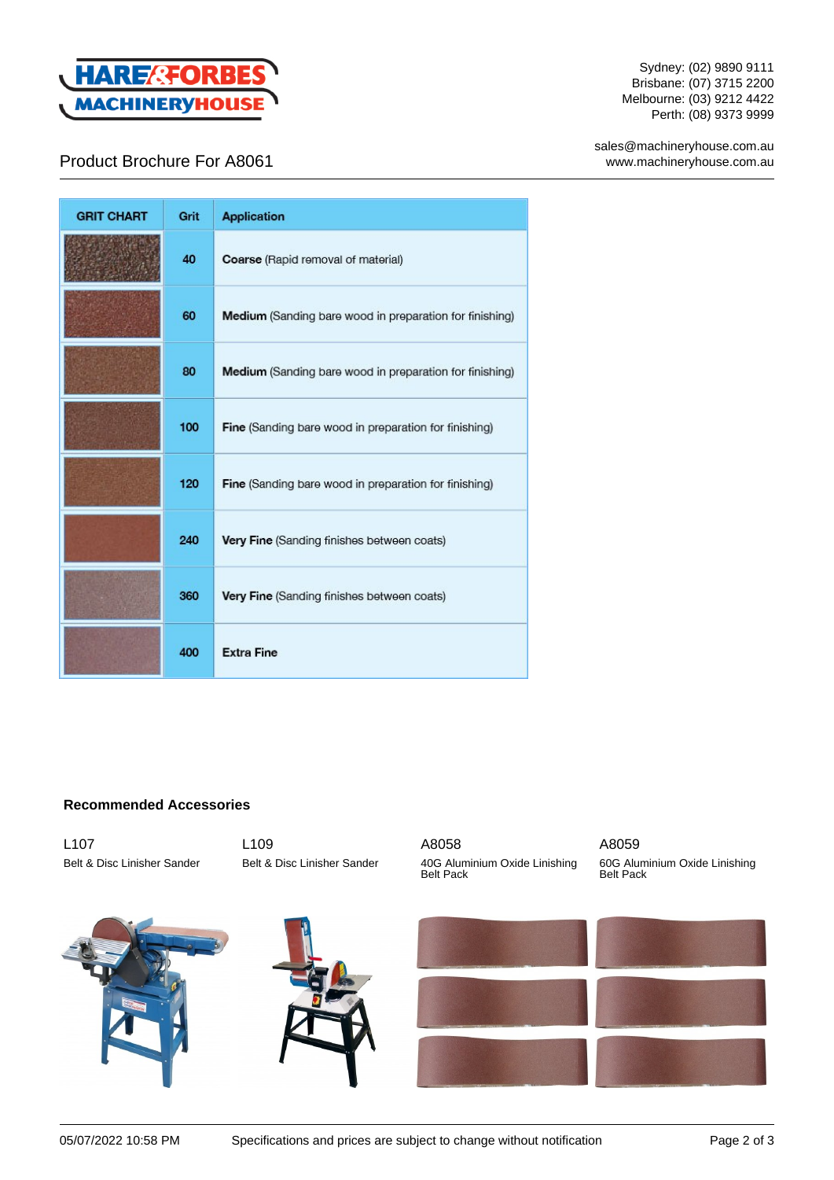Product Brochure For A8061

| GRIT CHART | Grit | Application |
|---|---|---|
| | 40 | **Coarse** (Rapid removal of material) |
| | 60 | **Medium** (Sanding bare wood in preparation for finishing) |
| | 80 | **Medium** (Sanding bare wood in preparation for finishing) |
| | 100 | **Fine** (Sanding bare wood in preparation for finishing) |
| | 120 | **Fine** (Sanding bare wood in preparation for finishing) |
| | 240 | **Very Fine** (Sanding finishes between coats) |
| | 360 | **Very Fine** (Sanding finishes between coats) |
| | 400 | **Extra Fine** |

**Recommended Accessories**

L107
Belt & Disc Linisher Sander

L109
Belt & Disc Linisher Sander

A8058
40G Aluminium Oxide Linishing Belt Pack

A8059
60G Aluminium Oxide Linishing Belt Pack

05/07/2022 10:58 PM Specifications and prices are subject to change without notification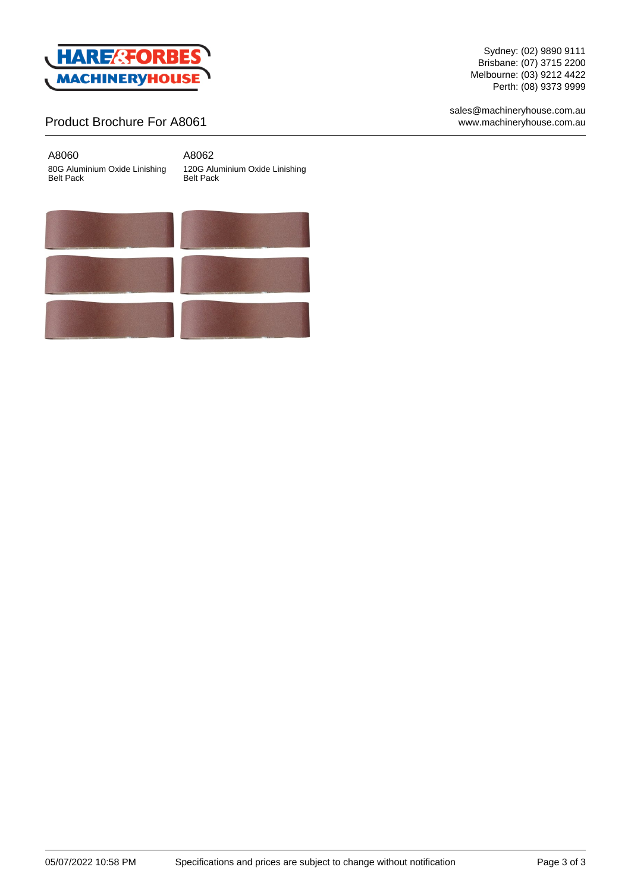Sydney: (02) 9890 9111
Brisbane: (07) 3715 2200
Melbourne: (03) 9212 4422
Perth: (08) 9373 9999

sales@machineryhouse.com.au
www.machineryhouse.com.au

## Product Brochure For A8061

| A8060 | A8062 |
|---|---|
| 80G Aluminium Oxide Linishing Belt Pack | 120G Aluminium Oxide Linishing Belt Pack |

05/07/2022 10:58 PM Specifications and prices are subject to change without notification